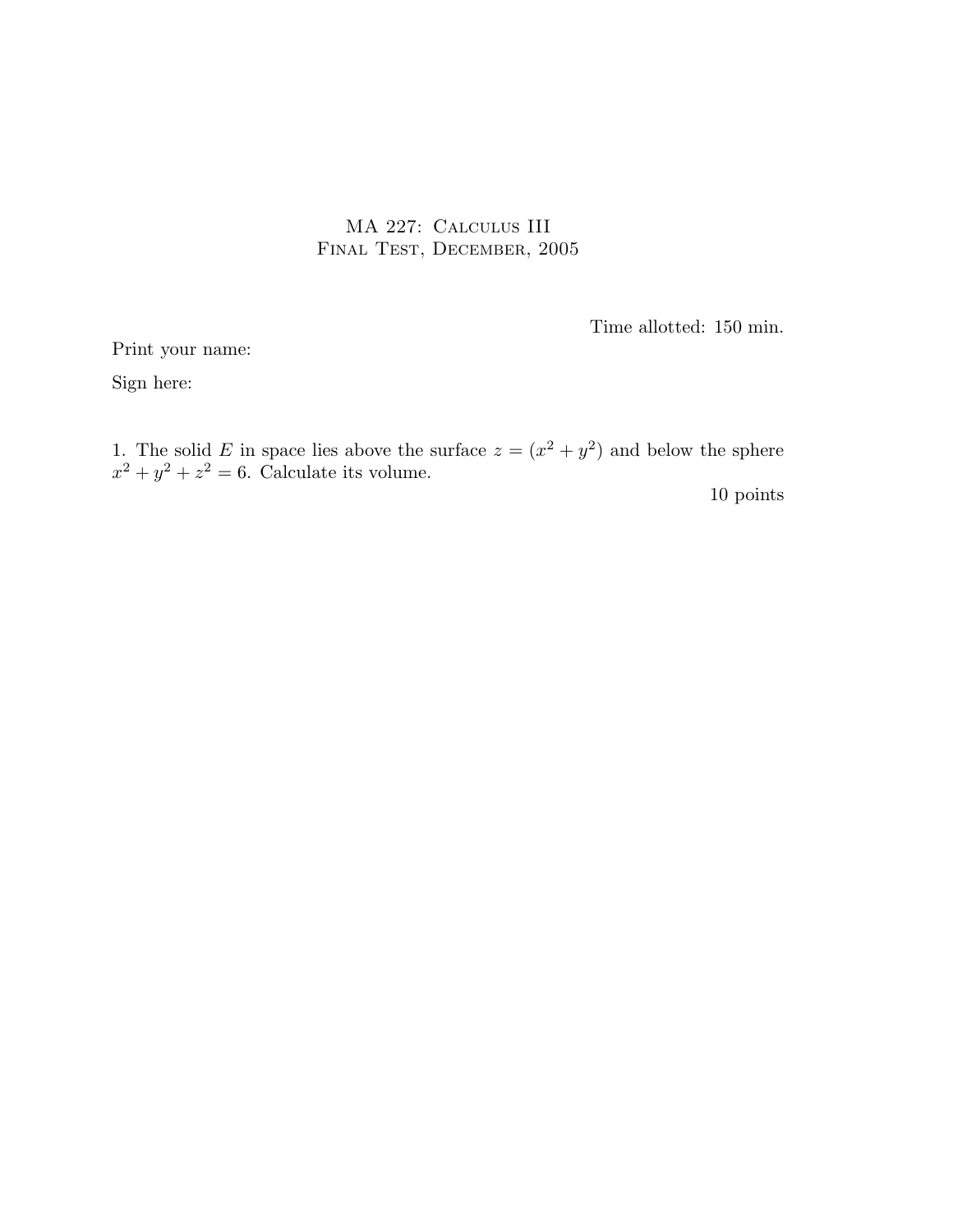# MA 227: Calculus III
## Final Test, December, 2005

Time allotted: 150 min.

Print your name:

Sign here:

1. The solid $E$ in space lies above the surface $z = (x^2 + y^2)$ and below the sphere $x^2 + y^2 + z^2 = 6$. Calculate its volume.

10 points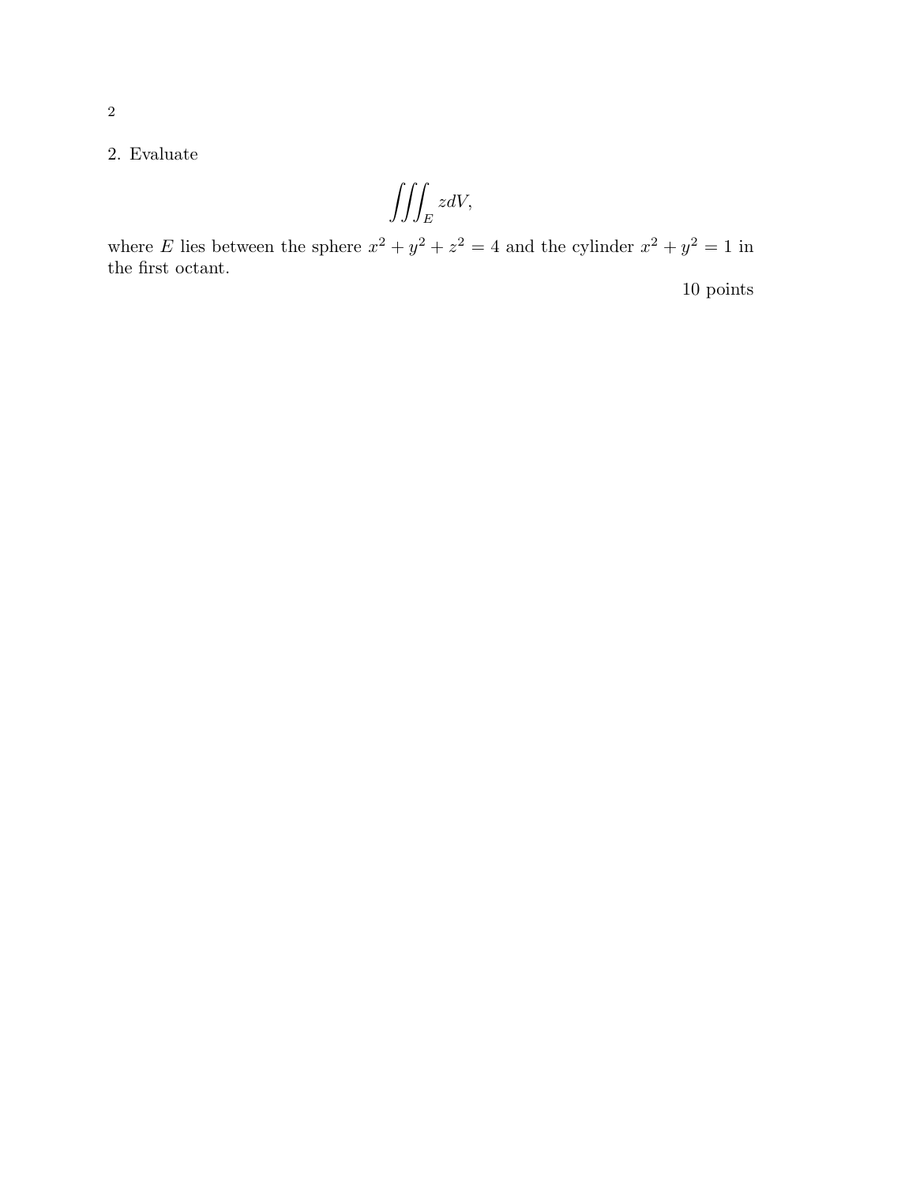2. Evaluate

$$\iiint_E z dV,$$

where $E$ lies between the sphere $x^2 + y^2 + z^2 = 4$ and the cylinder $x^2 + y^2 = 1$ in the first octant.

10 points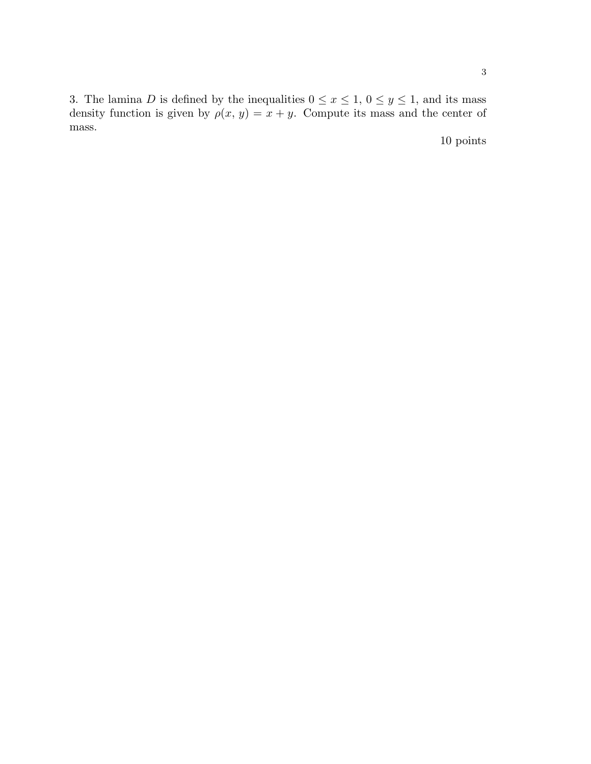3. The lamina $D$ is defined by the inequalities $0 \leq x \leq 1$, $0 \leq y \leq 1$, and its mass density function is given by $\rho(x, y) = x + y$. Compute its mass and the center of mass.

10 points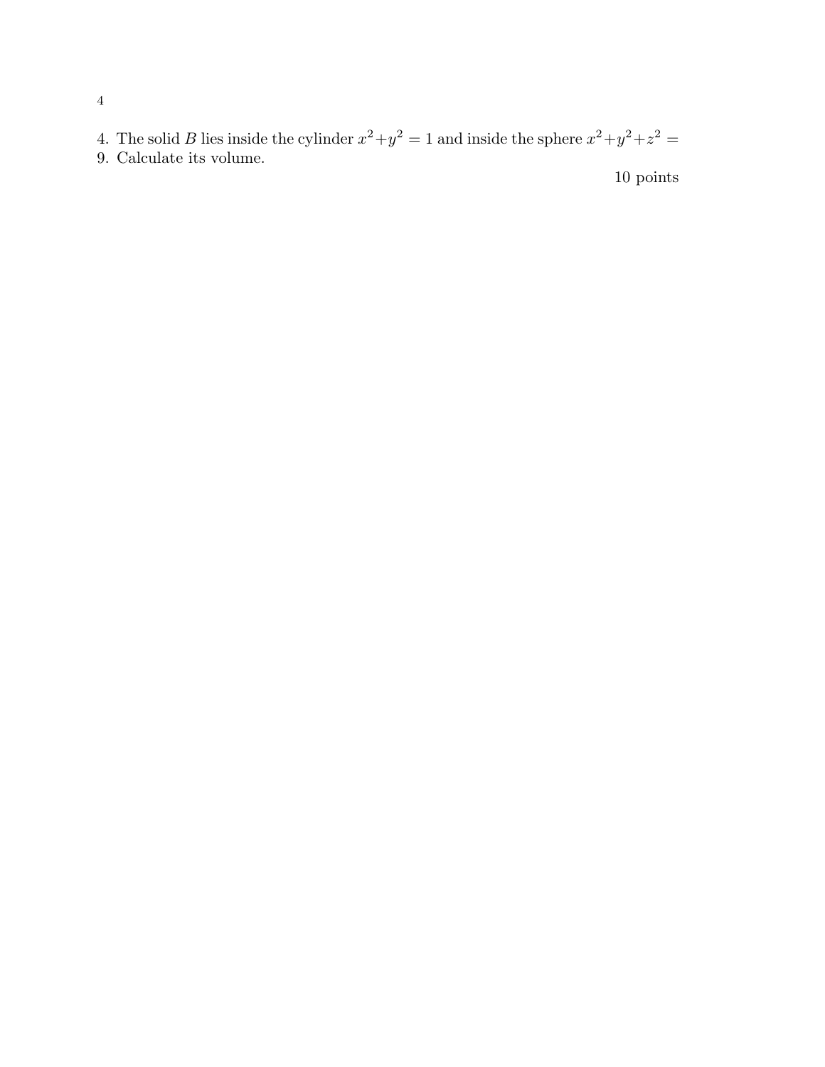4. The solid $B$ lies inside the cylinder $x^2+y^2=1$ and inside the sphere $x^2+y^2+z^2=9$. Calculate its volume.

10 points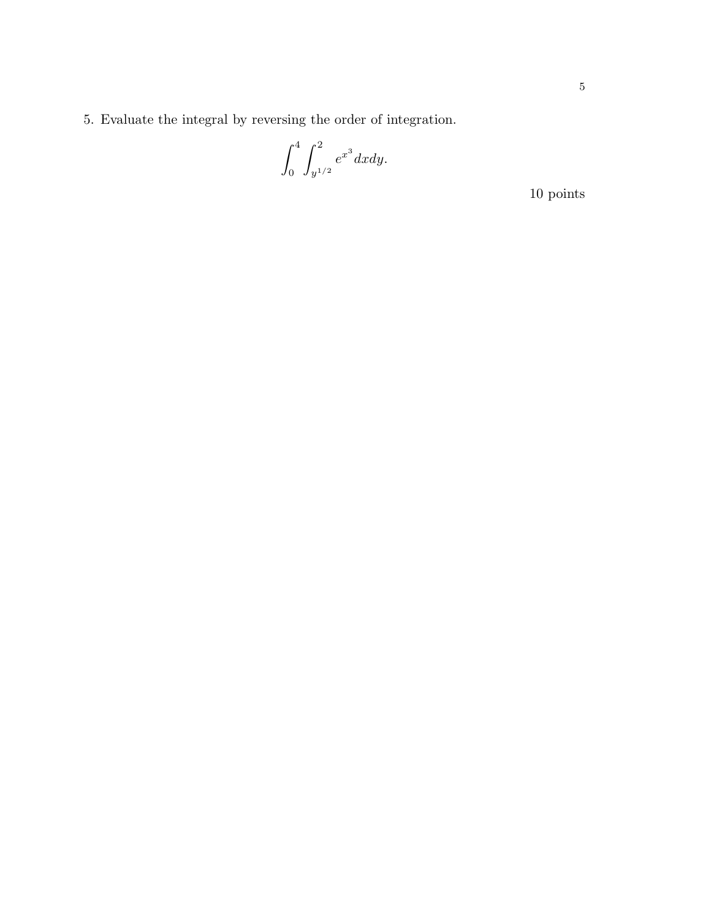5. Evaluate the integral by reversing the order of integration.

$$\int_0^4 \int_{y^{1/2}}^2 e^{x^3}\, dx dy.$$

10 points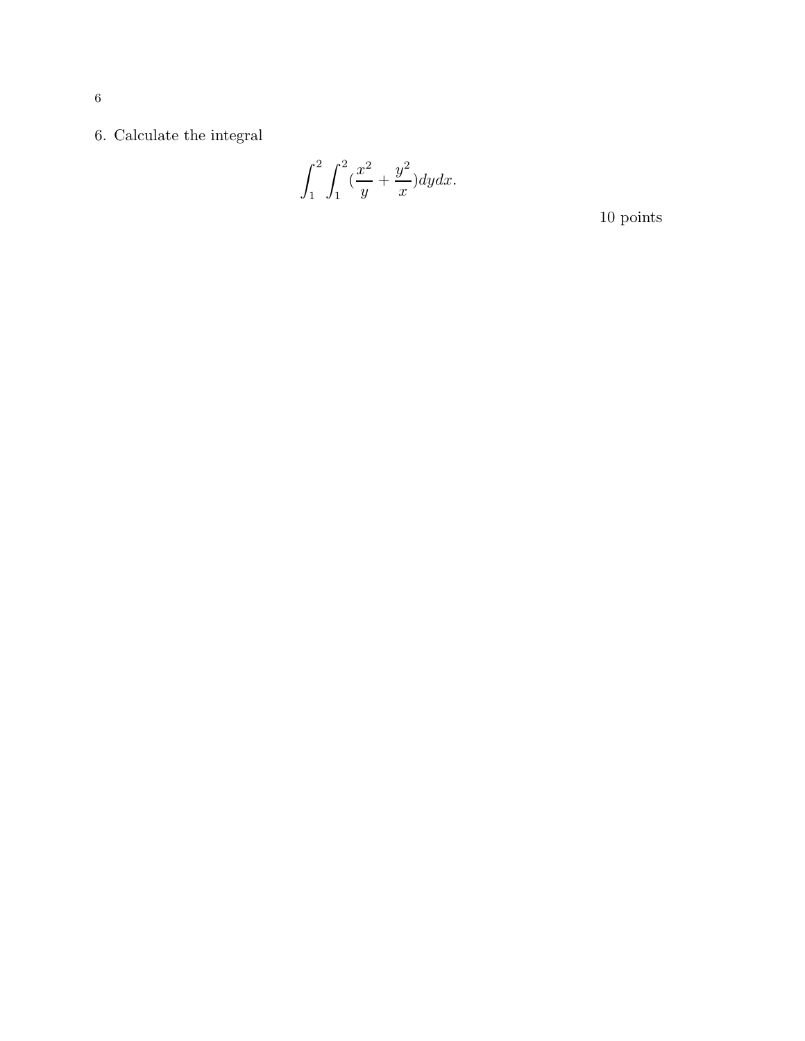6. Calculate the integral

$$\int_1^2 \int_1^2 (\frac{x^2}{y} + \frac{y^2}{x}) dy dx.$$

10 points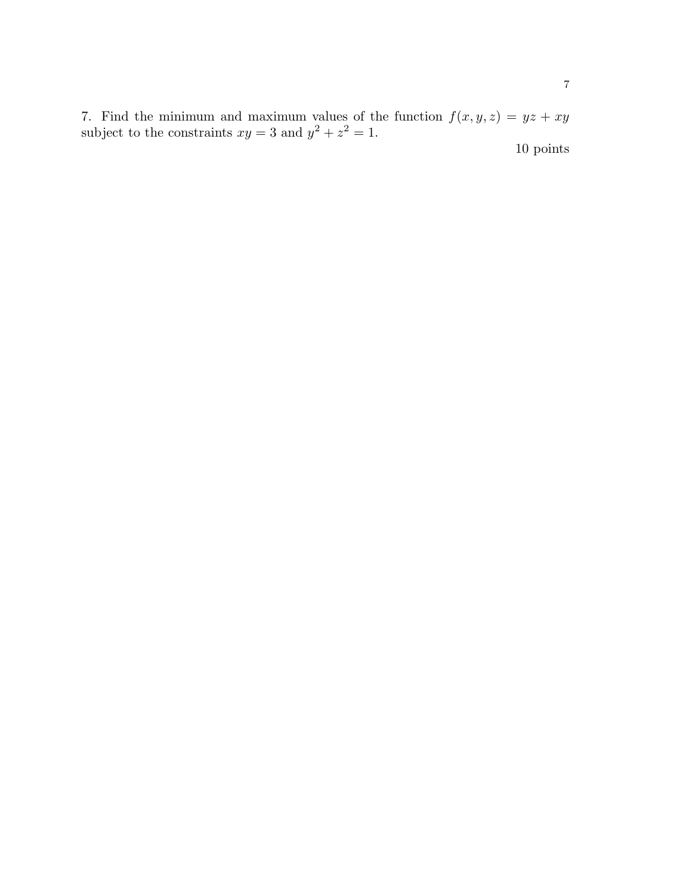7. Find the minimum and maximum values of the function $f(x, y, z) = yz + xy$ subject to the constraints $xy = 3$ and $y^2 + z^2 = 1$.

10 points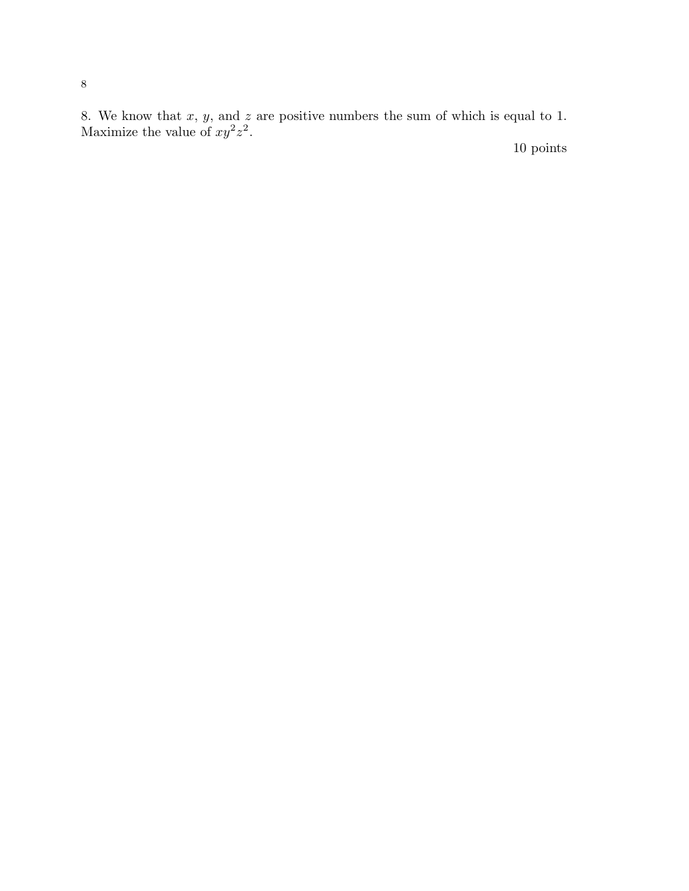8. We know that $x$, $y$, and $z$ are positive numbers the sum of which is equal to 1. Maximize the value of $xy^2z^2$.

10 points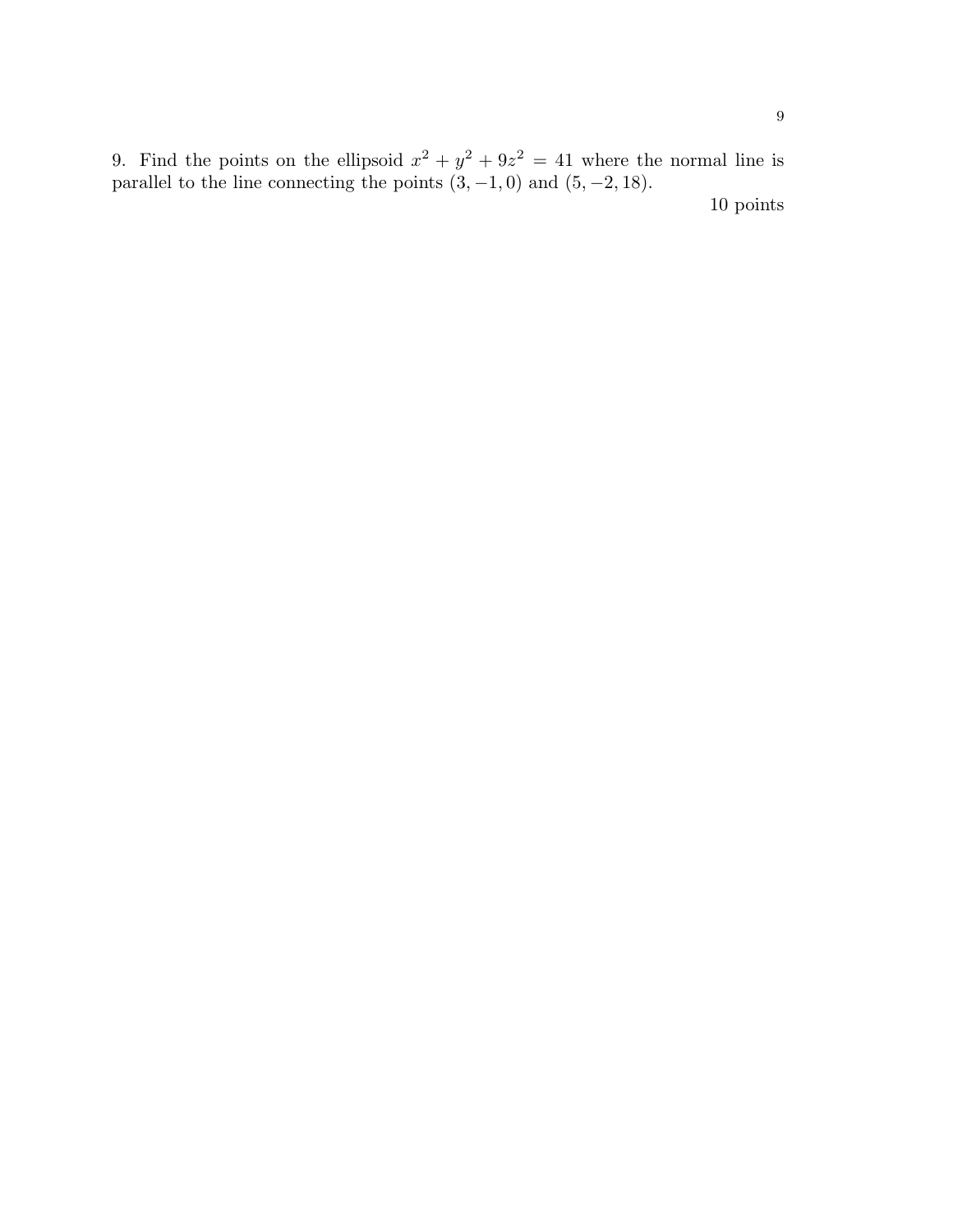9. Find the points on the ellipsoid $x^2 + y^2 + 9z^2 = 41$ where the normal line is parallel to the line connecting the points $(3, -1, 0)$ and $(5, -2, 18)$.

10 points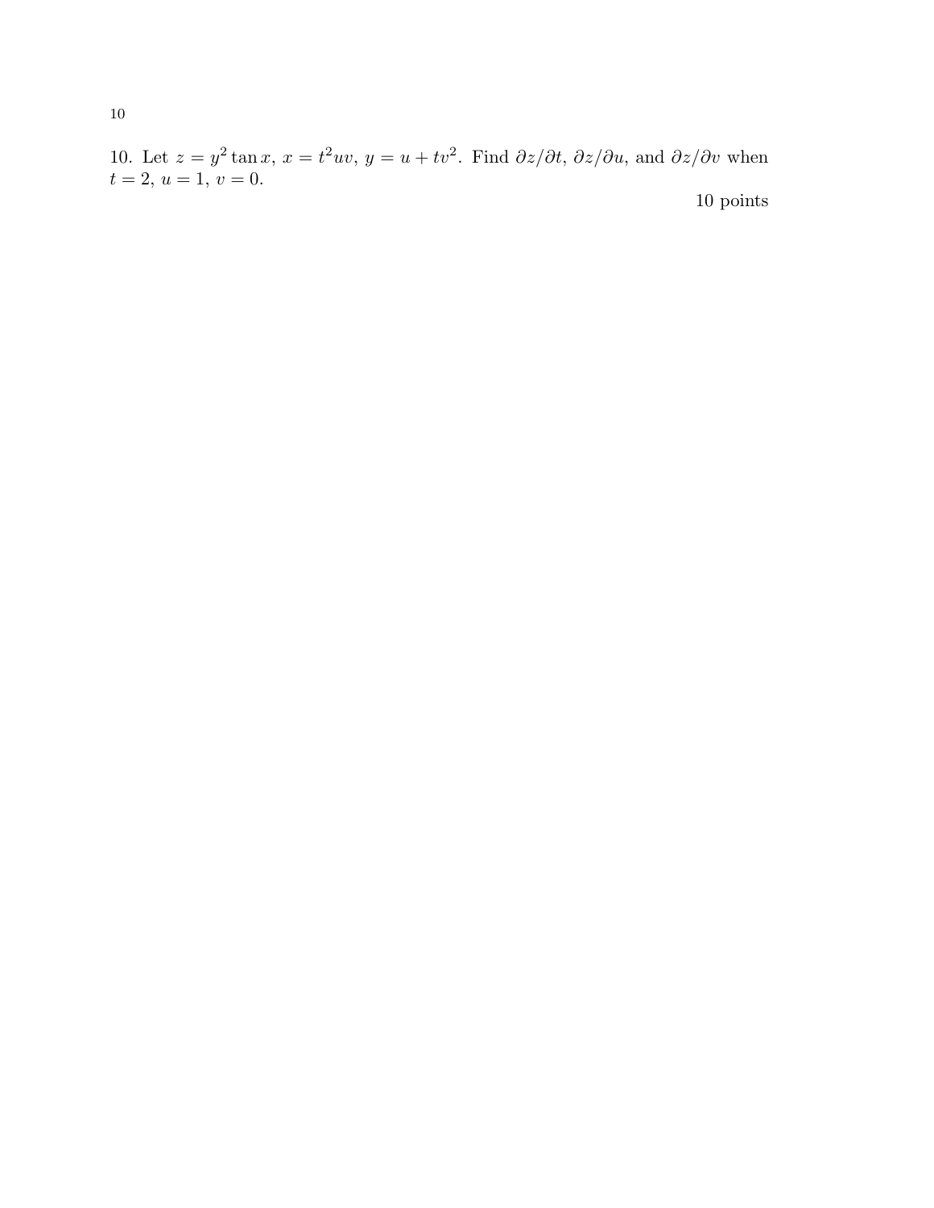10. Let $z = y^2 \tan x$, $x = t^2 uv$, $y = u + tv^2$. Find $\partial z/\partial t$, $\partial z/\partial u$, and $\partial z/\partial v$ when $t = 2$, $u = 1$, $v = 0$.

10 points